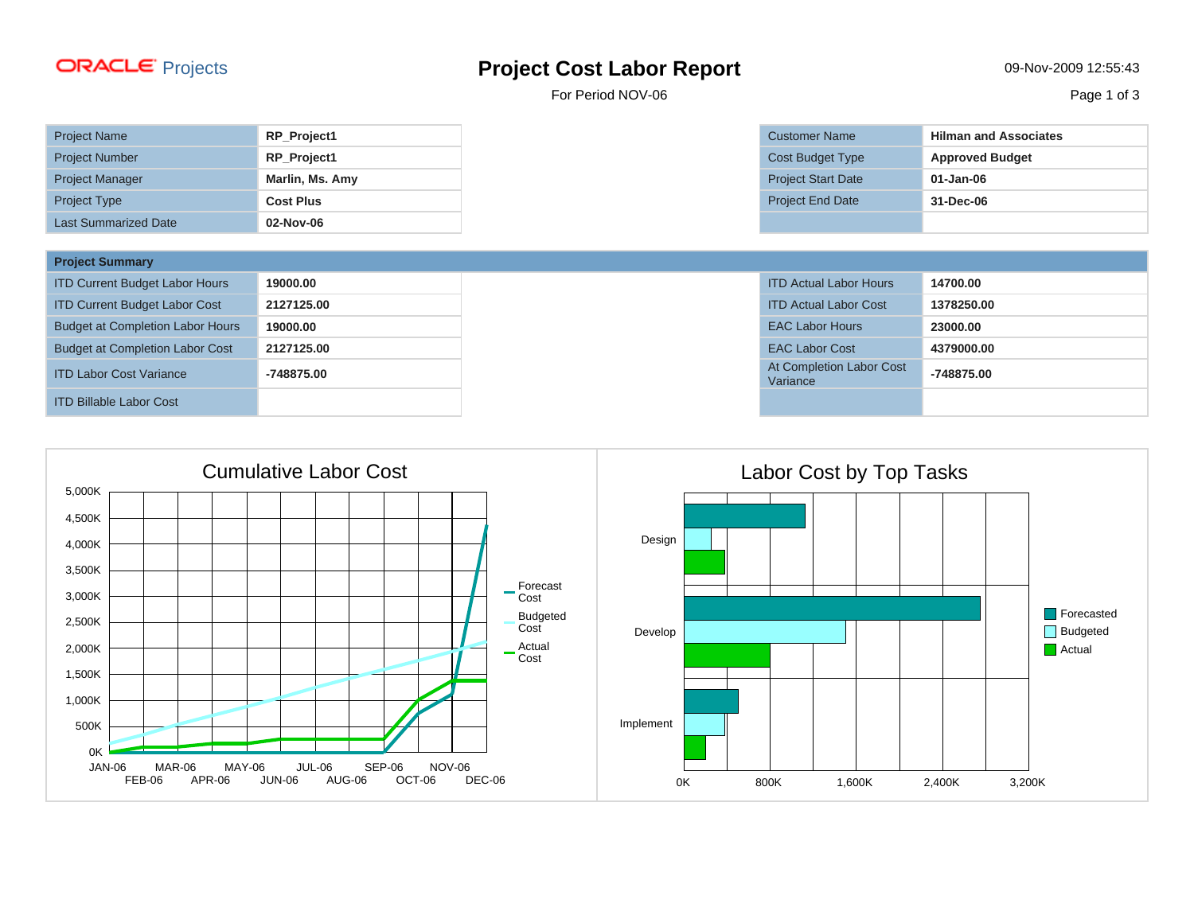ORACLE Projects

# Project Cost Labor Report

For Period NOV-06

09-Nov-2009 12:55:43

| | | | | |
|---|---|---|---|---|
| Project Name | **RP_Project1** | | Customer Name | **Hilman and Associates** |
| Project Number | **RP_Project1** | | Cost Budget Type | **Approved Budget** |
| Project Manager | **Marlin, Ms. Amy** | | Project Start Date | **01-Jan-06** |
| Project Type | **Cost Plus** | | Project End Date | **31-Dec-06** |
| Last Summarized Date | **02-Nov-06** | | | |

| **Project Summary** | | | | |
|---|---|---|---|---|
| ITD Current Budget Labor Hours | **19000.00** | | ITD Actual Labor Hours | **14700.00** |
| ITD Current Budget Labor Cost | **2127125.00** | | ITD Actual Labor Cost | **1378250.00** |
| Budget at Completion Labor Hours | **19000.00** | | EAC Labor Hours | **23000.00** |
| Budget at Completion Labor Cost | **2127125.00** | | EAC Labor Cost | **4379000.00** |
| ITD Labor Cost Variance | **-748875.00** | | At Completion Labor Cost Variance | **-748875.00** |
| ITD Billable Labor Cost | | | | |

## Cumulative Labor Cost

Y-axis: 0K, 500K, 1,000K, 1,500K, 2,000K, 2,500K, 3,000K, 3,500K, 4,000K, 4,500K, 5,000K

X-axis: JAN-06, FEB-06, MAR-06, APR-06, MAY-06, JUN-06, JUL-06, AUG-06, SEP-06, OCT-06, NOV-06, DEC-06

Legend: Forecast Cost, Budgeted Cost, Actual Cost

## Labor Cost by Top Tasks

Tasks: Design, Develop, Implement

X-axis: 0K, 800K, 1,600K, 2,400K, 3,200K

Legend: Forecasted, Budgeted, Actual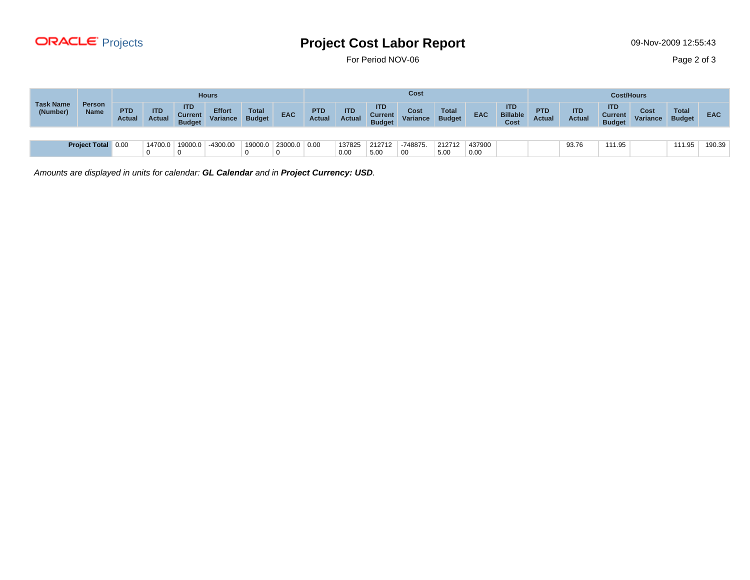# Project Cost Labor Report

For Period NOV-06

| Task Name (Number) | Person Name | Hours | | | | | | Cost | | | | | | | Cost/Hours | | | | | |
|---|---|---|---|---|---|---|---|---|---|---|---|---|---|---|---|---|---|---|---|---|
| | | PTD Actual | ITD Actual | ITD Current Budget | Effort Variance | Total Budget | EAC | PTD Actual | ITD Actual | ITD Current Budget | Cost Variance | Total Budget | EAC | ITD Billable Cost | PTD Actual | ITD Actual | ITD Current Budget | Cost Variance | Total Budget | EAC |
| **Project Total** | | 0.00 | 14700.00 | 19000.00 | -4300.00 | 19000.00 | 23000.00 | 0.00 | 1378250.00 | 2127125.00 | -748875.00 | 2127125.00 | 4379000.00 | | | 93.76 | 111.95 | | 111.95 | 190.39 |

*Amounts are displayed in units for calendar: **GL Calendar** and in **Project Currency: USD**.*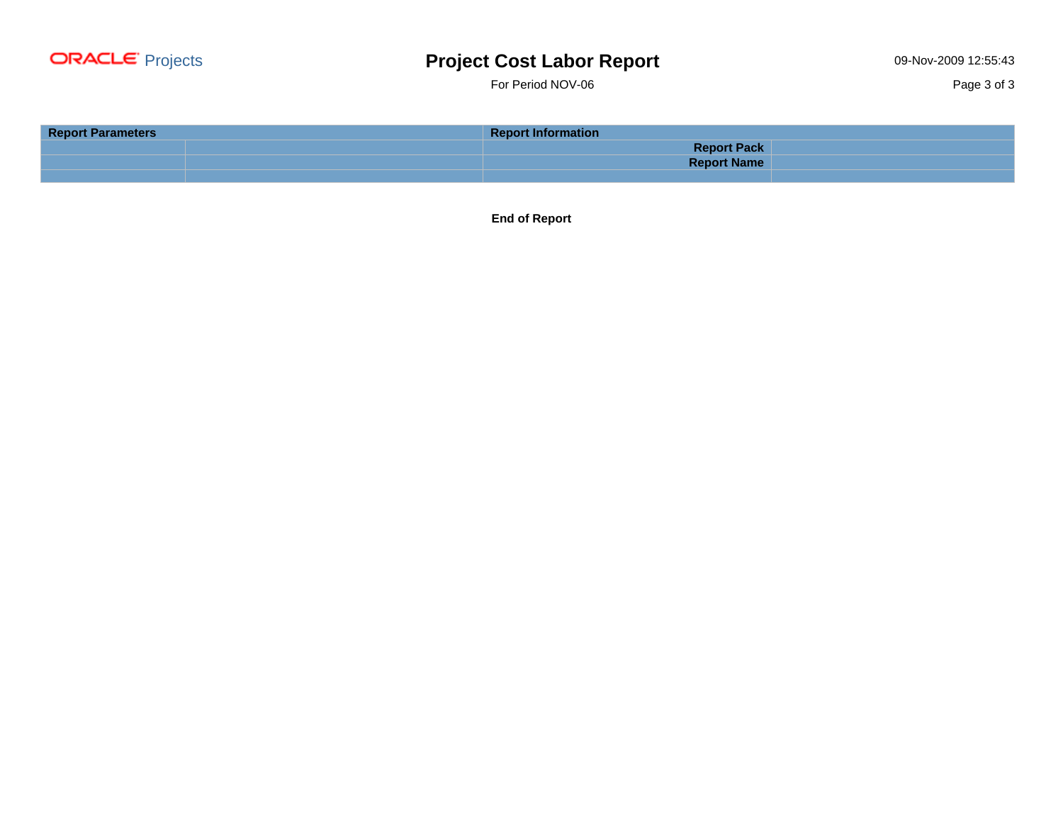# Project Cost Labor Report

For Period NOV-06

09-Nov-2009 12:55:43

| Report Parameters | | Report Information | |
|---|---|---|---|
| | | Report Pack | |
| | | Report Name | |
| | | | |

**End of Report**